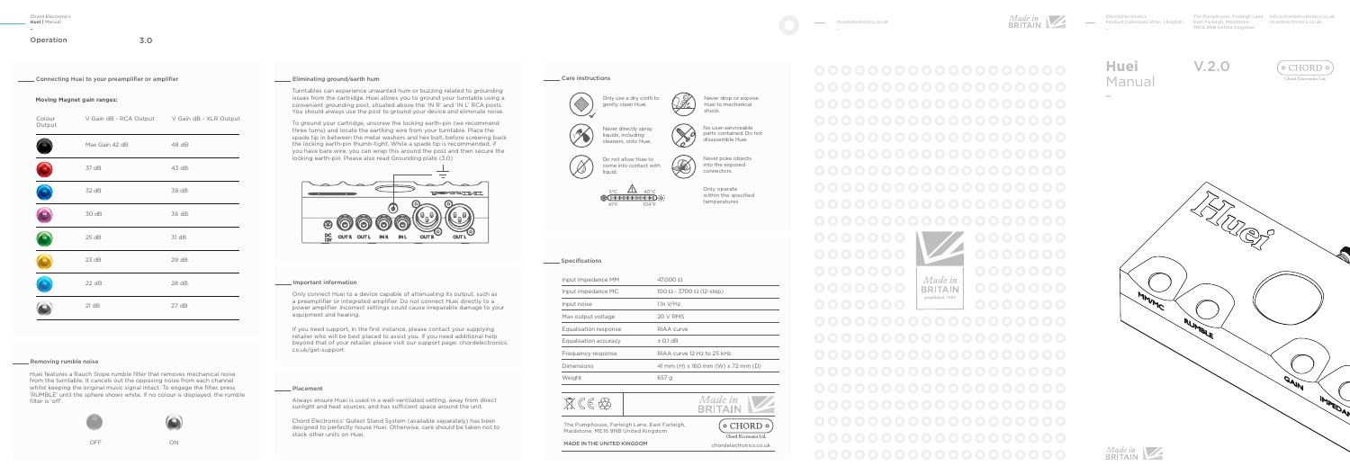# Operation 3.0

## Connecting Huei to your preamplifier or amplifier

**Moving Magnet gain ranges:**

| Colour Output | V Gain dB - RCA Output | V Gain dB - XLR Output |
|---|---|---|
| | Max Gain 42 dB | 48 dB |
| | 37 dB | 43 dB |
| | 32 dB | 38 dB |
| | 30 dB | 36 dB |
| | 25 dB | 31 dB |
| | 23 dB | 29 dB |
| | 22 dB | 28 dB |
| | 21 dB | 27 dB |

## Removing rumble noise

Huei features a Rauch Slope rumble filter that removes mechanical noise from the turntable. It cancels out the opposing noise from each channel whilst keeping the original music signal intact. To engage the filter, press 'RUMBLE' until the sphere shows white. If no colour is displayed, the rumble filter is 'off'.

OFF ON

## Eliminating ground/earth hum

Turntables can experience unwanted hum or buzzing related to grounding issues from the cartridge. Huei allows you to ground your turntable using a convenient grounding post, situated above the 'IN R' and 'IN L' RCA posts. You should always use the post to ground your device and eliminate noise.

To ground your cartridge, unscrew the locking earth-pin (we recommend three turns) and locate the earthing wire from your turntable. Place the spade tip in between the metal washers and hex bolt, before screwing back the locking earth-pin thumb-tight. While a spade tip is recommended, if you have bare wire, you can wrap this around the post and then secure the locking earth-pin. Please also read Grounding plate (3.0)

DC 12V OUT R OUT L IN R IN L OUT R OUT L

## Important information

Only connect Huei to a device capable of attenuating its output, such as a preamplifier or integrated amplifier. Do not connect Huei directly to a power amplifier. Incorrect settings could cause irreparable damage to your equipment and hearing.

If you need support, in the first instance, please contact your supplying retailer who will be best placed to assist you. If you need additional help beyond that of your retailer, please visit our support page: chordelectronics.co.uk/get-support

## Placement

Always ensure Huei is used in a well-ventilated setting, away from direct sunlight and heat sources, and has sufficient space around the unit.

Chord Electronics' Qutest Stand System (available separately) has been designed to perfectly house Huei. Otherwise, care should be taken not to stack other units on Huei.

## Care instructions

- Only use a dry cloth to gently clean Huei.
- Never drop or expose Huei to mechanical shock.
- Never directly spray liquids, including cleaners, onto Huei.
- No user-serviceable parts contained. Do not disassemble Huei.
- Do not allow Huei to come into contact with liquid.
- Never poke objects into the exposed connectors.
- Only operate within the specified temperatures (5°C / 41°F – 40°C / 104°F)

## Specifications

| | |
|---|---|
| Input impedance MM | 47,000 Ω |
| Input impedance MC | 100 Ω - 3700 Ω (12-step) |
| Input noise | 1.1n V/Hz |
| Max output voltage | 20 V RMS |
| Equalisation response | RIAA curve |
| Equalisation accuracy | ± 0.1 dB |
| Frequency response | RIAA curve 12 Hz to 25 kHz |
| Dimensions | 41 mm (H) x 160 mm (W) x 72 mm (D) |
| Weight | 657 g |

Made in BRITAIN

The Pumphouse, Farleigh Lane, East Farleigh, Maidstone, ME16 9NB United Kingdom

MADE IN THE UNITED KINGDOM

Chord Electronics Ltd.

chordelectronics.co.uk

# Huei Manual

V.2.0

Made in BRITAIN established 1989

Chord Electronics Product Communication | English

The Pumphouse, Farleigh Lane, East Farleigh, Maidstone ME16 9NB United Kingdom

info@chordelectronics.co.uk chordelectronics.co.uk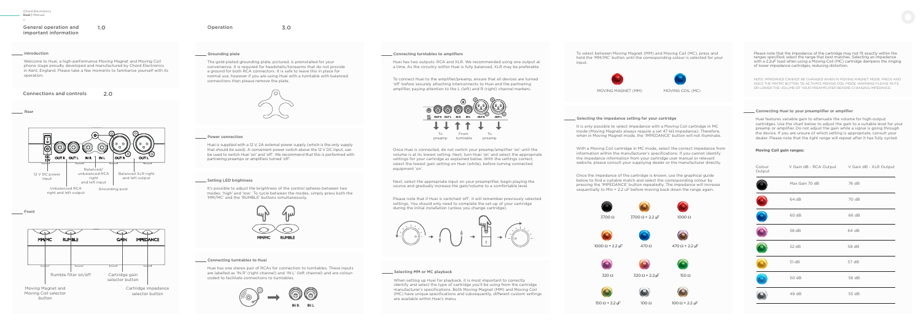## 1.0 General operation and important information

### Introduction

Welcome to Huei, a high-performance Moving Magnet and Moving Coil phono stage proudly developed and manufactured by Chord Electronics in Kent, England. Please take a few moments to familiarise yourself with its operation.

## 2.0 Connections and controls

### Rear

12 V DC power input

Unbalanced RCA right and left output

Balanced/ unbalanced RCA right and left input

Grounding post

Balanced XLR right and left output

### Front

Moving Magnet and Moving Coil selector button

Rumble filter on/off

Cartridge gain selector button

Cartridge impedance selector button

## 3.0 Operation

### Grounding plate

The gold-plated grounding plate, pictured, is preinstalled for your convenience. It is required for headshells/tonearms that do not provide a ground for both RCA connectors. It is safe to leave this in place for normal use, however if you are using Huei with a turntable with balanced connections then please remove the plate.

### Power connection

Huei is supplied with a 12 V, 2A external power supply (which is the only supply that should be used). A convenient power switch above the 12 V DC input, can be used to switch Huei 'on' and 'off'. We recommend that this is performed with partnering preamps or amplifiers turned 'off'.

### Setting LED brightness

It's possible to adjust the brightness of the control spheres between two modes: 'high' and 'low'. To cycle between the modes, simply press both the 'MM/MC' and the 'RUMBLE' buttons simultaneously.

### Connecting turntables to Huei

Huei has one stereo pair of RCAs for connection to turntables. These inputs are labelled as 'IN R' (right channel) and 'IN L' (left channel) and are colour-coded to facilitate connections to turntables.

### Connecting turntables to amplifiers

Huei has two outputs: RCA and XLR. We recommended using one output at a time. As the circuitry within Huei is fully balanced, XLR may be preferable.

To connect Huei to the amplifier/preamp, ensure that all devices are turned 'off' before securely attaching interconnects to Huei and the partnering amplifier, paying attention to the L (left) and R (right) channel markers.

To preamp | From turntable | To preamp

Once Huei is connected, do not switch your preamp/amplifier 'on' until the volume is at its lowest setting. Next, turn Huei 'on' and select the appropriate settings for your cartridge as explained below. With the settings correct, select the lowest gain setting on Huei (white), before turning connected equipment 'on'.

Next, select the appropriate input on your preamplifier, begin playing the source and gradually increase the gain/volume to a comfortable level.

Please note that if Huei is switched 'off', it will remember previously selected settings. You should only need to complete the set-up of your cartridge during the initial installation (unless you change cartridge).

### Selecting MM or MC playback

When setting up Huei for playback, it is most important to correctly identify and select the type of cartridge you'll be using from the cartridge manufacturer's specifications. Both Moving Magnet (MM) and Moving Coil (MC) have unique specifications and subsequently, different custom settings are available within Huei's menu.

To select between Moving Magnet (MM) and Moving Coil (MC), press and hold the 'MM/MC' button until the corresponding colour is selected for your input.

MOVING MAGNET (MM) | MOVING COIL (MC)

### Selecting the impedance setting for your cartridge

It is only possible to select impedance with a Moving Coil cartridge in MC mode (Moving Magnets always require a set 47 kΩ impedance). Therefore, when in Moving Magnet mode, the 'IMPEDANCE' button will not illuminate.

With a Moving Coil cartridge in MC mode, select the correct impedance from information within the manufacturer's specifications. If you cannot identify the impedance information from your cartridge user manual or relevant website, please consult your supplying dealer or the manufacturer directly.

Once the impedance of the cartridge is known, use the graphical guide below to find a suitable match and select the corresponding colour by pressing the 'IMPEDANCE' button repeatedly. The impedance will increase sequentially to Min + 2.2 uF before moving back down the range again.

3700 Ω | 3700 Ω + 2.2 μF | 1000 Ω

1000 Ω + 2.2 μF | 470 Ω | 470 Ω + 2.2 μF

320 Ω | 320 Ω + 2.2μF | 150 Ω

150 Ω + 2.2 μF | 100 Ω | 100 Ω + 2.2 μF

Please note that the impedance of the cartridge may not fit exactly within the ranges specified; select the range that best matches. Selecting an impedance with a 2.2uF load when using a Moving Coil (MC) cartridge dampens the ringing of lower impedance cartridges, reducing distortion.

NOTE: IMPEDANCE CANNOT BE CHANGED WHEN IN MOVING MAGNET MODE. PRESS AND HOLD THE MM/MC BUTTON TO ACTIVATE MOVING COIL MODE. WARNING! PLEASE MUTE OR LOWER THE VOLUME OF YOUR PREAMPLIFIER BEFORE CHANGING IMPEDANCE.

### Connecting Huei to your preamplifier or amplifier

Huei features variable gain to attenuate the volume for high-output cartridges. Use the chart below to adjust the gain to a suitable level for your preamp or amplifier. Do not adjust the gain while a signal is going through the device. If you are unsure of which setting is appropriate, consult your dealer. Please note that the light range will repeat after it has fully cycled.

**Moving Coil gain ranges:**

| Colour Output | V Gain dB - RCA Output | V Gain dB - XLR Output |
|---|---|---|
| | Max Gain 70 dB | 76 dB |
| | 64 dB | 70 dB |
| | 60 dB | 66 dB |
| | 58 dB | 64 dB |
| | 52 dB | 58 dB |
| | 51 dB | 57 dB |
| | 50 dB | 56 dB |
| | 49 dB | 55 dB |